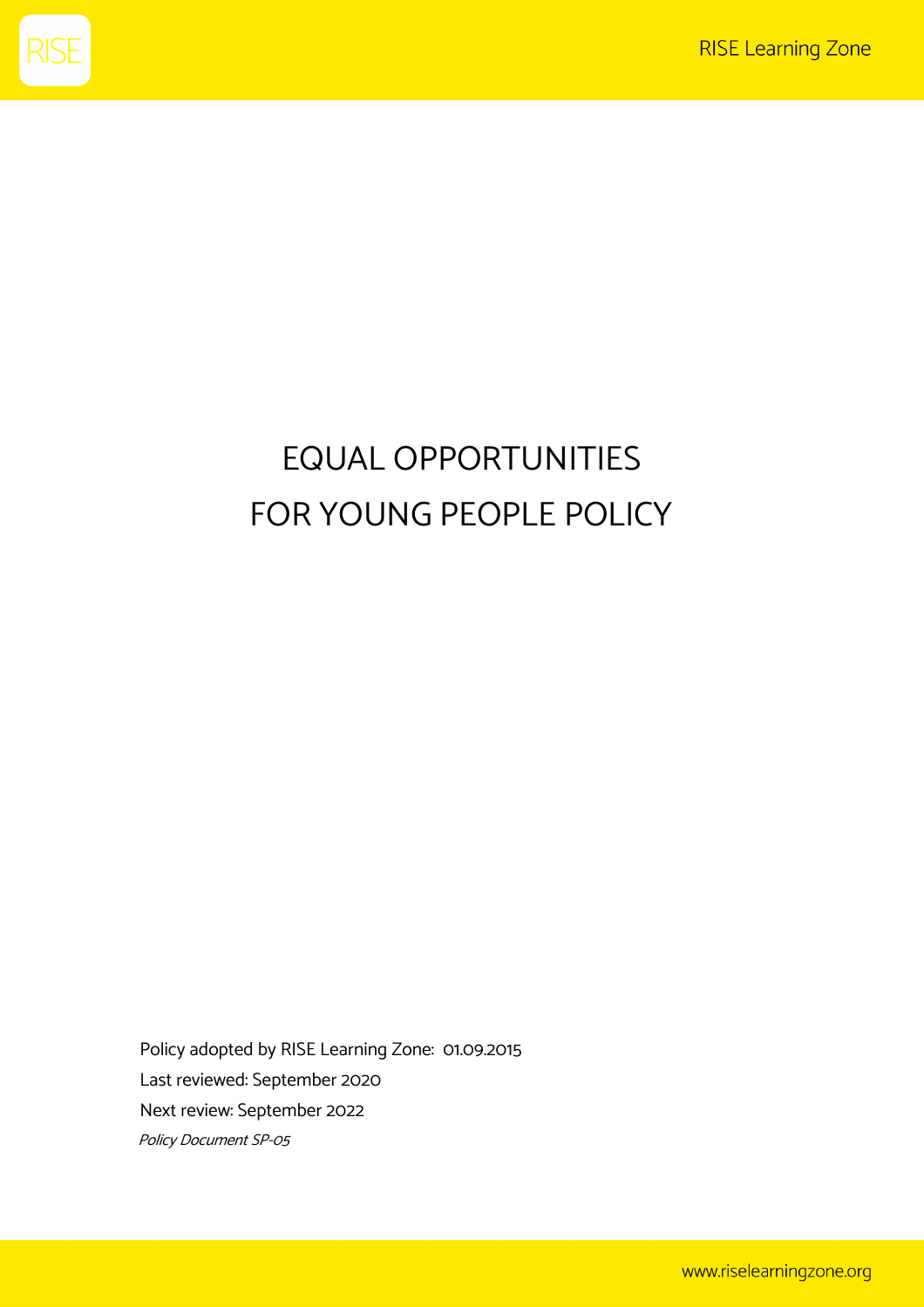# EQUAL OPPORTUNITIES
# FOR YOUNG PEOPLE POLICY

Policy adopted by RISE Learning Zone: 01.09.2015

Last reviewed: September 2020

Next review: September 2022

*Policy Document SP-05*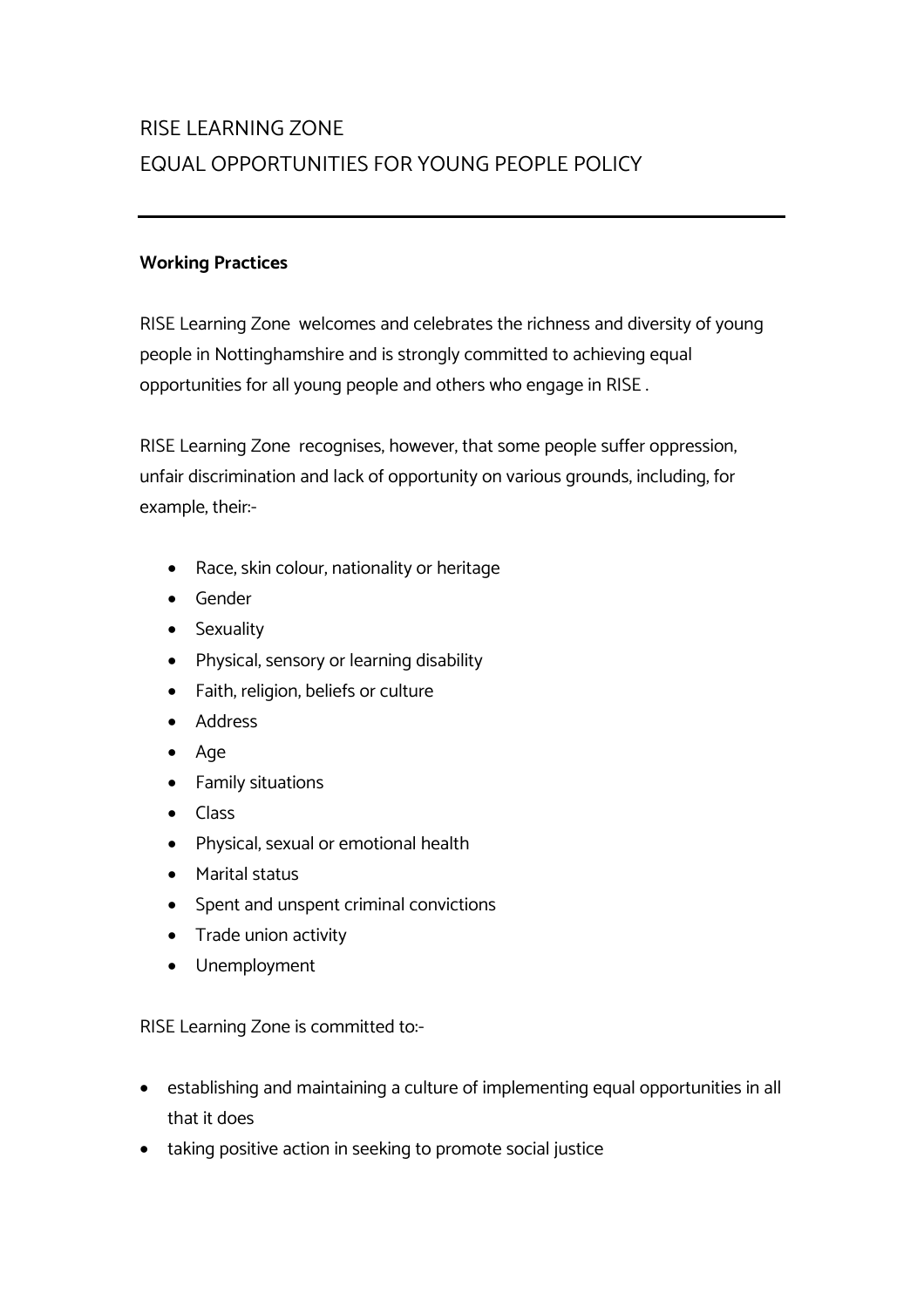RISE LEARNING ZONE

EQUAL OPPORTUNITIES FOR YOUNG PEOPLE POLICY

---

**Working Practices**

RISE Learning Zone welcomes and celebrates the richness and diversity of young people in Nottinghamshire and is strongly committed to achieving equal opportunities for all young people and others who engage in RISE .

RISE Learning Zone recognises, however, that some people suffer oppression, unfair discrimination and lack of opportunity on various grounds, including, for example, their:-

- Race, skin colour, nationality or heritage
- Gender
- Sexuality
- Physical, sensory or learning disability
- Faith, religion, beliefs or culture
- Address
- Age
- Family situations
- Class
- Physical, sexual or emotional health
- Marital status
- Spent and unspent criminal convictions
- Trade union activity
- Unemployment

RISE Learning Zone is committed to:-

- establishing and maintaining a culture of implementing equal opportunities in all that it does
- taking positive action in seeking to promote social justice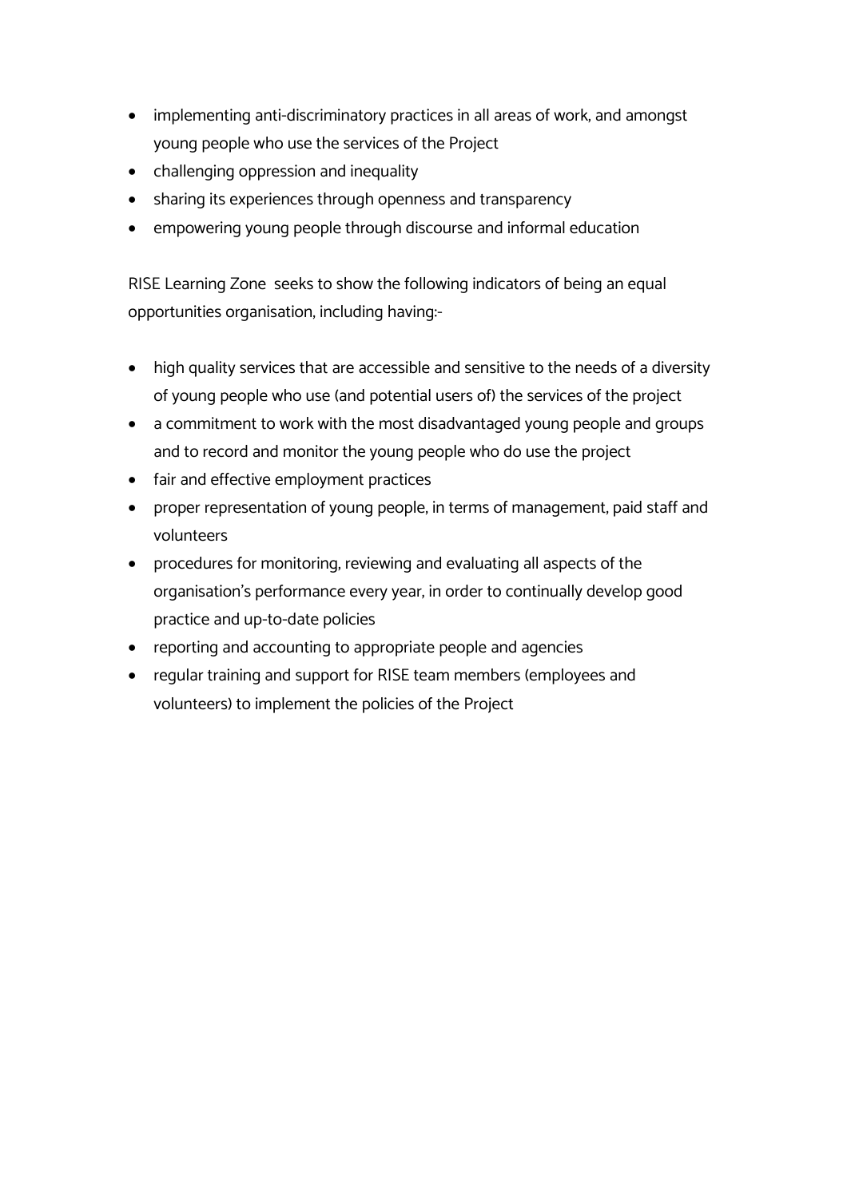- implementing anti-discriminatory practices in all areas of work, and amongst young people who use the services of the Project
- challenging oppression and inequality
- sharing its experiences through openness and transparency
- empowering young people through discourse and informal education

RISE Learning Zone seeks to show the following indicators of being an equal opportunities organisation, including having:-

- high quality services that are accessible and sensitive to the needs of a diversity of young people who use (and potential users of) the services of the project
- a commitment to work with the most disadvantaged young people and groups and to record and monitor the young people who do use the project
- fair and effective employment practices
- proper representation of young people, in terms of management, paid staff and volunteers
- procedures for monitoring, reviewing and evaluating all aspects of the organisation's performance every year, in order to continually develop good practice and up-to-date policies
- reporting and accounting to appropriate people and agencies
- regular training and support for RISE team members (employees and volunteers) to implement the policies of the Project